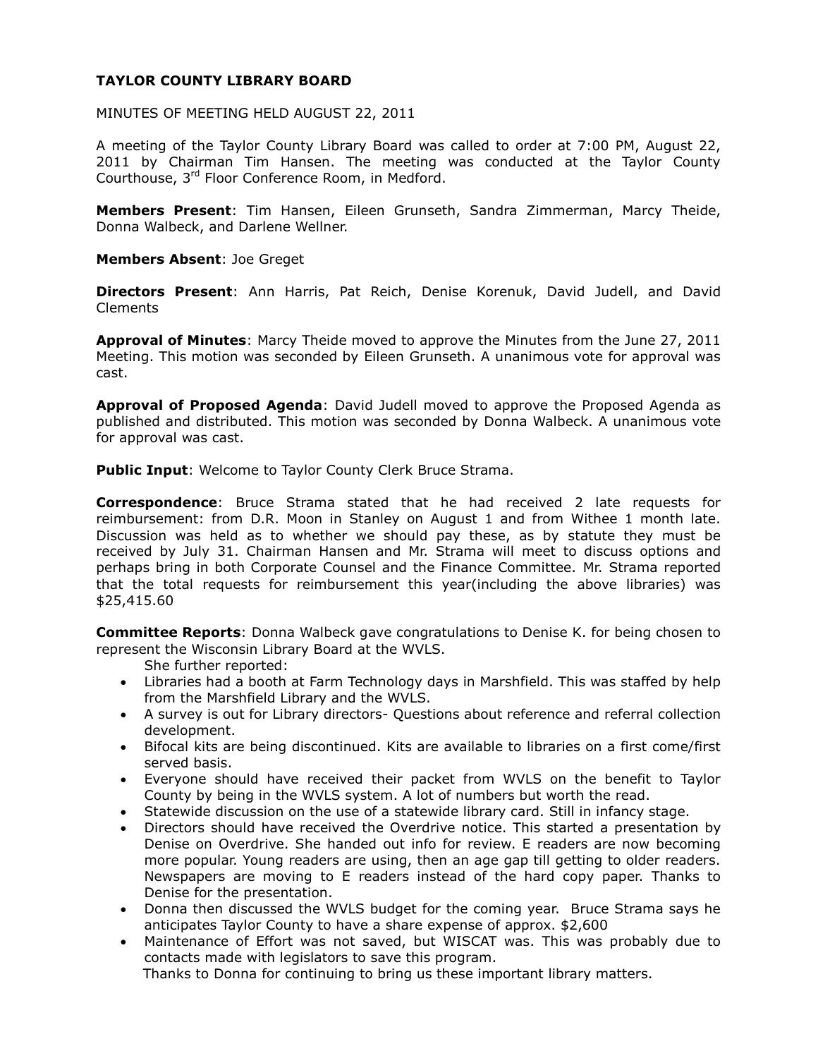# TAYLOR COUNTY LIBRARY BOARD

MINUTES OF MEETING HELD AUGUST 22, 2011

A meeting of the Taylor County Library Board was called to order at 7:00 PM, August 22, 2011 by Chairman Tim Hansen. The meeting was conducted at the Taylor County Courthouse, 3rd Floor Conference Room, in Medford.

**Members Present**: Tim Hansen, Eileen Grunseth, Sandra Zimmerman, Marcy Theide, Donna Walbeck, and Darlene Wellner.

**Members Absent**: Joe Greget

**Directors Present**: Ann Harris, Pat Reich, Denise Korenuk, David Judell, and David Clements

**Approval of Minutes**: Marcy Theide moved to approve the Minutes from the June 27, 2011 Meeting. This motion was seconded by Eileen Grunseth. A unanimous vote for approval was cast.

**Approval of Proposed Agenda**: David Judell moved to approve the Proposed Agenda as published and distributed. This motion was seconded by Donna Walbeck. A unanimous vote for approval was cast.

**Public Input**: Welcome to Taylor County Clerk Bruce Strama.

**Correspondence**: Bruce Strama stated that he had received 2 late requests for reimbursement: from D.R. Moon in Stanley on August 1 and from Withee 1 month late. Discussion was held as to whether we should pay these, as by statute they must be received by July 31. Chairman Hansen and Mr. Strama will meet to discuss options and perhaps bring in both Corporate Counsel and the Finance Committee. Mr. Strama reported that the total requests for reimbursement this year(including the above libraries) was $25,415.60

**Committee Reports**: Donna Walbeck gave congratulations to Denise K. for being chosen to represent the Wisconsin Library Board at the WVLS.

She further reported:

- Libraries had a booth at Farm Technology days in Marshfield. This was staffed by help from the Marshfield Library and the WVLS.
- A survey is out for Library directors- Questions about reference and referral collection development.
- Bifocal kits are being discontinued. Kits are available to libraries on a first come/first served basis.
- Everyone should have received their packet from WVLS on the benefit to Taylor County by being in the WVLS system. A lot of numbers but worth the read.
- Statewide discussion on the use of a statewide library card. Still in infancy stage.
- Directors should have received the Overdrive notice. This started a presentation by Denise on Overdrive. She handed out info for review. E readers are now becoming more popular. Young readers are using, then an age gap till getting to older readers. Newspapers are moving to E readers instead of the hard copy paper. Thanks to Denise for the presentation.
- Donna then discussed the WVLS budget for the coming year. Bruce Strama says he anticipates Taylor County to have a share expense of approx. $2,600
- Maintenance of Effort was not saved, but WISCAT was. This was probably due to contacts made with legislators to save this program.

Thanks to Donna for continuing to bring us these important library matters.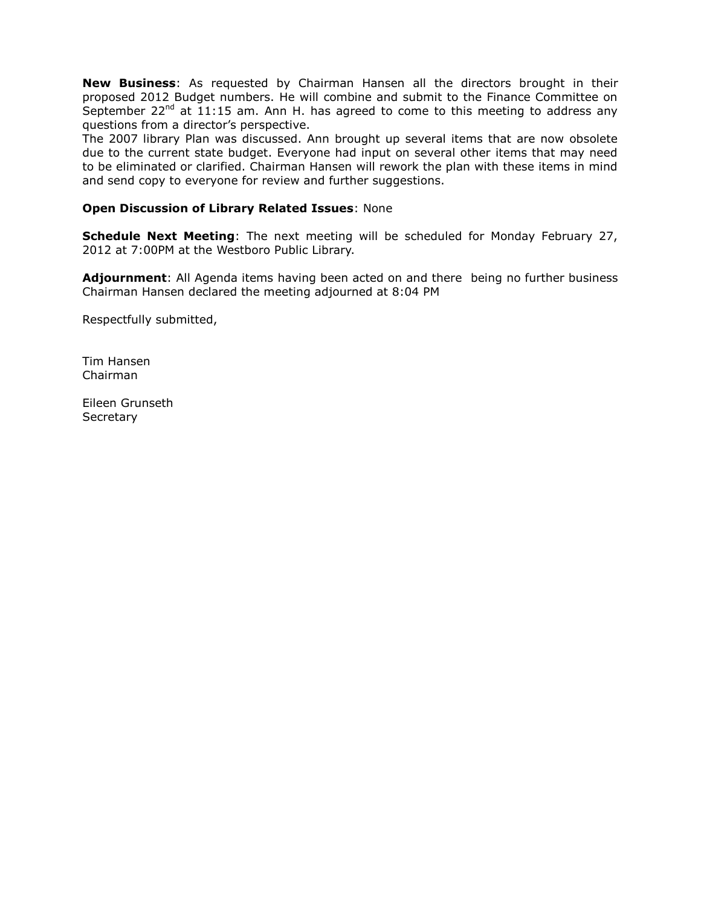**New Business**: As requested by Chairman Hansen all the directors brought in their proposed 2012 Budget numbers. He will combine and submit to the Finance Committee on September 22nd at 11:15 am. Ann H. has agreed to come to this meeting to address any questions from a director's perspective.
The 2007 library Plan was discussed. Ann brought up several items that are now obsolete due to the current state budget. Everyone had input on several other items that may need to be eliminated or clarified. Chairman Hansen will rework the plan with these items in mind and send copy to everyone for review and further suggestions.

**Open Discussion of Library Related Issues**: None

**Schedule Next Meeting**: The next meeting will be scheduled for Monday February 27, 2012 at 7:00PM at the Westboro Public Library.

**Adjournment**: All Agenda items having been acted on and there being no further business Chairman Hansen declared the meeting adjourned at 8:04 PM

Respectfully submitted,

Tim Hansen
Chairman

Eileen Grunseth
Secretary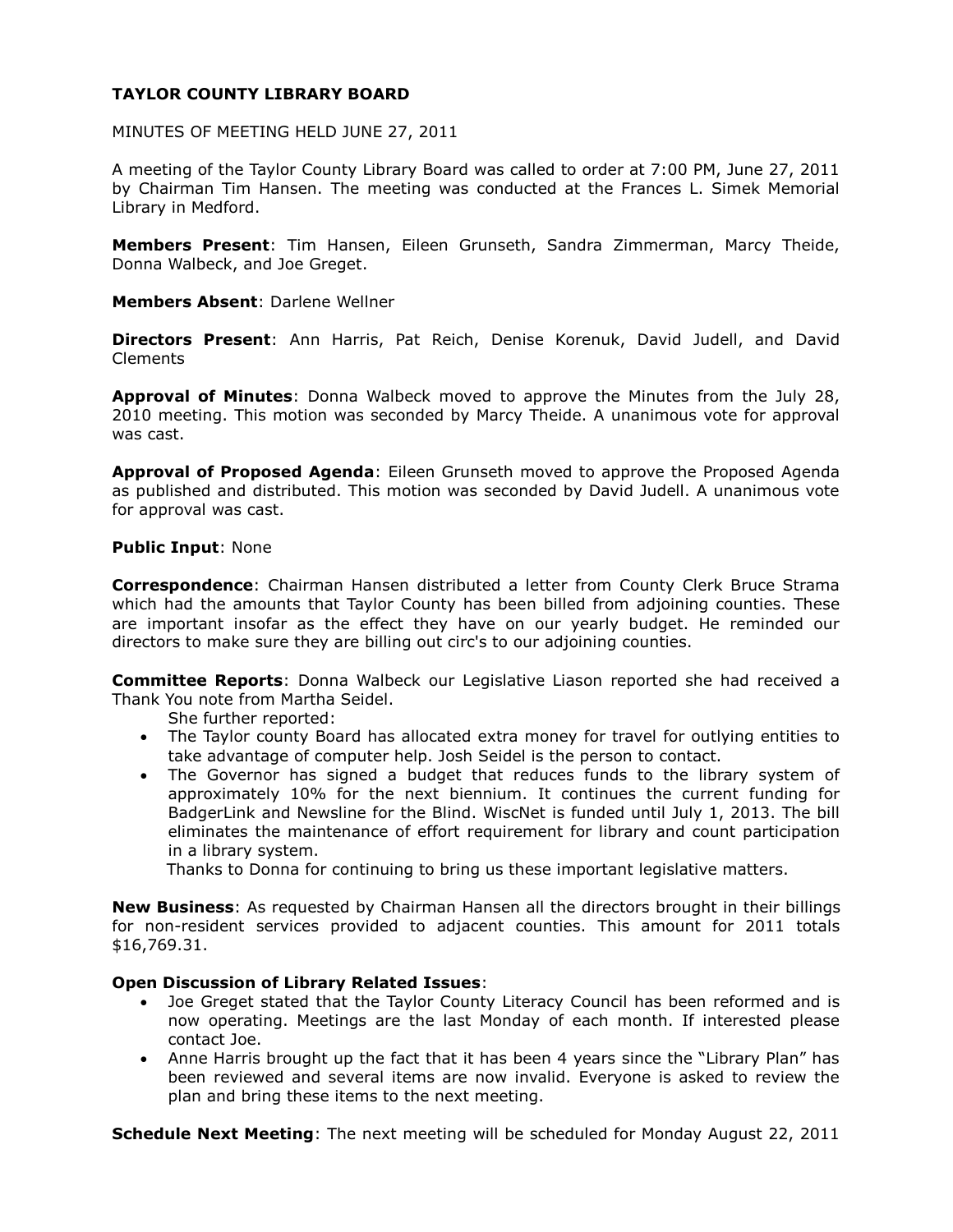# TAYLOR COUNTY LIBRARY BOARD

MINUTES OF MEETING HELD JUNE 27, 2011

A meeting of the Taylor County Library Board was called to order at 7:00 PM, June 27, 2011 by Chairman Tim Hansen. The meeting was conducted at the Frances L. Simek Memorial Library in Medford.

**Members Present**: Tim Hansen, Eileen Grunseth, Sandra Zimmerman, Marcy Theide, Donna Walbeck, and Joe Greget.

**Members Absent**: Darlene Wellner

**Directors Present**: Ann Harris, Pat Reich, Denise Korenuk, David Judell, and David Clements

**Approval of Minutes**: Donna Walbeck moved to approve the Minutes from the July 28, 2010 meeting. This motion was seconded by Marcy Theide. A unanimous vote for approval was cast.

**Approval of Proposed Agenda**: Eileen Grunseth moved to approve the Proposed Agenda as published and distributed. This motion was seconded by David Judell. A unanimous vote for approval was cast.

**Public Input**: None

**Correspondence**: Chairman Hansen distributed a letter from County Clerk Bruce Strama which had the amounts that Taylor County has been billed from adjoining counties. These are important insofar as the effect they have on our yearly budget. He reminded our directors to make sure they are billing out circ's to our adjoining counties.

**Committee Reports**: Donna Walbeck our Legislative Liason reported she had received a Thank You note from Martha Seidel.

She further reported:

- The Taylor county Board has allocated extra money for travel for outlying entities to take advantage of computer help. Josh Seidel is the person to contact.
- The Governor has signed a budget that reduces funds to the library system of approximately 10% for the next biennium. It continues the current funding for BadgerLink and Newsline for the Blind. WiscNet is funded until July 1, 2013. The bill eliminates the maintenance of effort requirement for library and count participation in a library system.

Thanks to Donna for continuing to bring us these important legislative matters.

**New Business**: As requested by Chairman Hansen all the directors brought in their billings for non-resident services provided to adjacent counties. This amount for 2011 totals $16,769.31.

**Open Discussion of Library Related Issues**:

- Joe Greget stated that the Taylor County Literacy Council has been reformed and is now operating. Meetings are the last Monday of each month. If interested please contact Joe.
- Anne Harris brought up the fact that it has been 4 years since the "Library Plan" has been reviewed and several items are now invalid. Everyone is asked to review the plan and bring these items to the next meeting.

**Schedule Next Meeting**: The next meeting will be scheduled for Monday August 22, 2011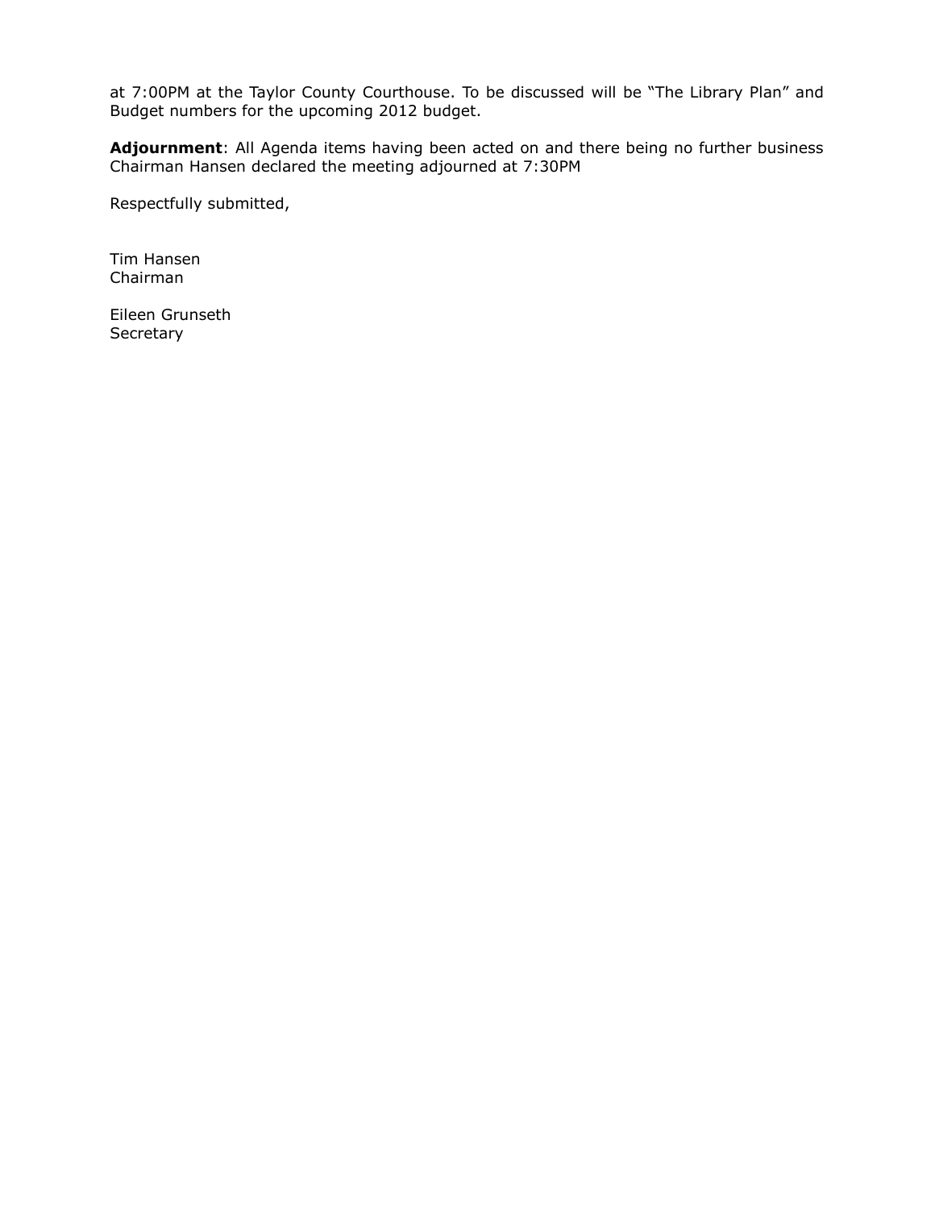at 7:00PM at the Taylor County Courthouse. To be discussed will be "The Library Plan" and Budget numbers for the upcoming 2012 budget.

**Adjournment**: All Agenda items having been acted on and there being no further business Chairman Hansen declared the meeting adjourned at 7:30PM

Respectfully submitted,

Tim Hansen
Chairman

Eileen Grunseth
Secretary